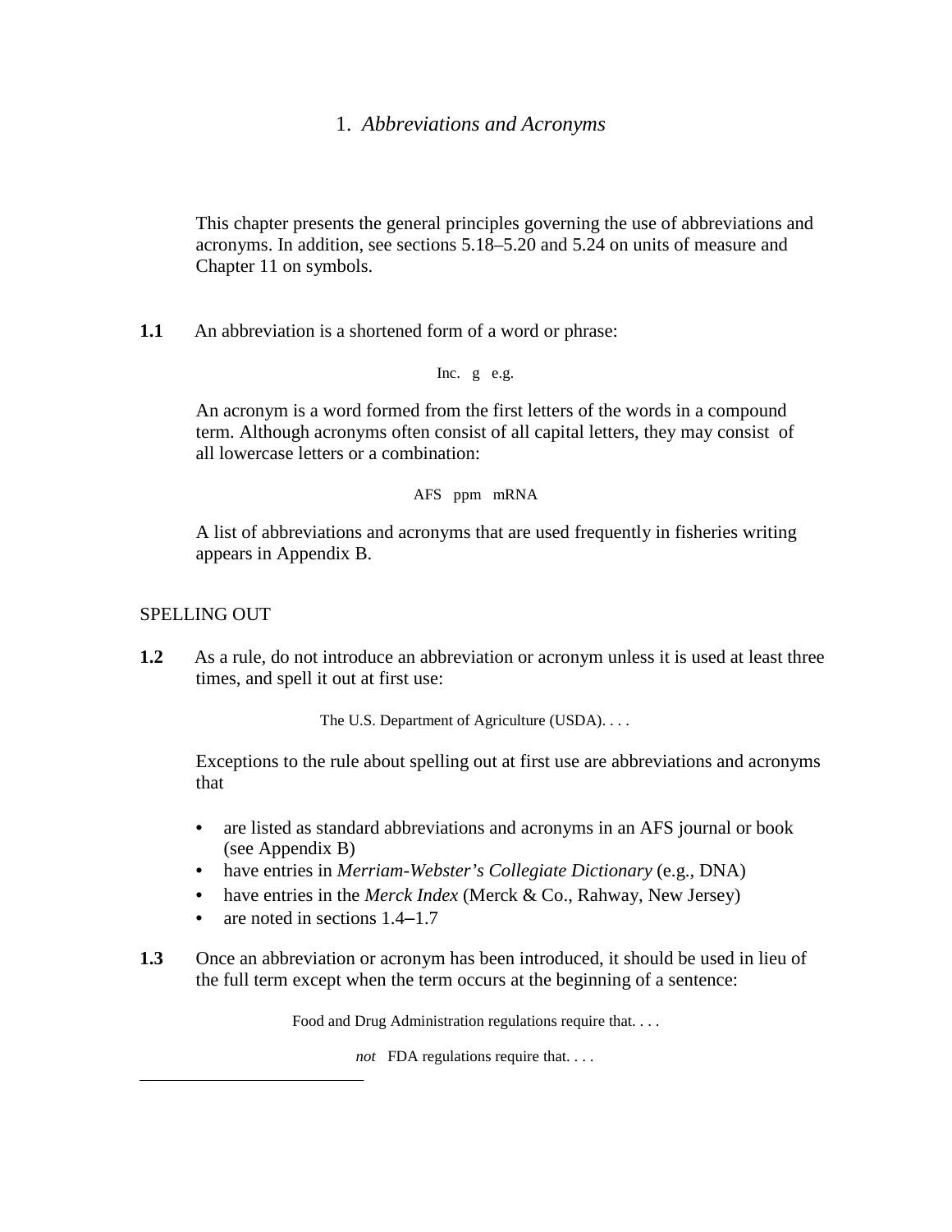# 1. *Abbreviations and Acronyms*

This chapter presents the general principles governing the use of abbreviations and acronyms. In addition, see sections 5.18–5.20 and 5.24 on units of measure and Chapter 11 on symbols.

**1.1** An abbreviation is a shortened form of a word or phrase:

Inc. g e.g.

An acronym is a word formed from the first letters of the words in a compound term. Although acronyms often consist of all capital letters, they may consist of all lowercase letters or a combination:

AFS ppm mRNA

A list of abbreviations and acronyms that are used frequently in fisheries writing appears in Appendix B.

## SPELLING OUT

**1.2** As a rule, do not introduce an abbreviation or acronym unless it is used at least three times, and spell it out at first use:

The U.S. Department of Agriculture (USDA). . . .

Exceptions to the rule about spelling out at first use are abbreviations and acronyms that

- are listed as standard abbreviations and acronyms in an AFS journal or book (see Appendix B)
- have entries in *Merriam-Webster's Collegiate Dictionary* (e.g., DNA)
- have entries in the *Merck Index* (Merck & Co., Rahway, New Jersey)
- are noted in sections 1.4–1.7

**1.3** Once an abbreviation or acronym has been introduced, it should be used in lieu of the full term except when the term occurs at the beginning of a sentence:

Food and Drug Administration regulations require that. . . .

*not* FDA regulations require that. . . .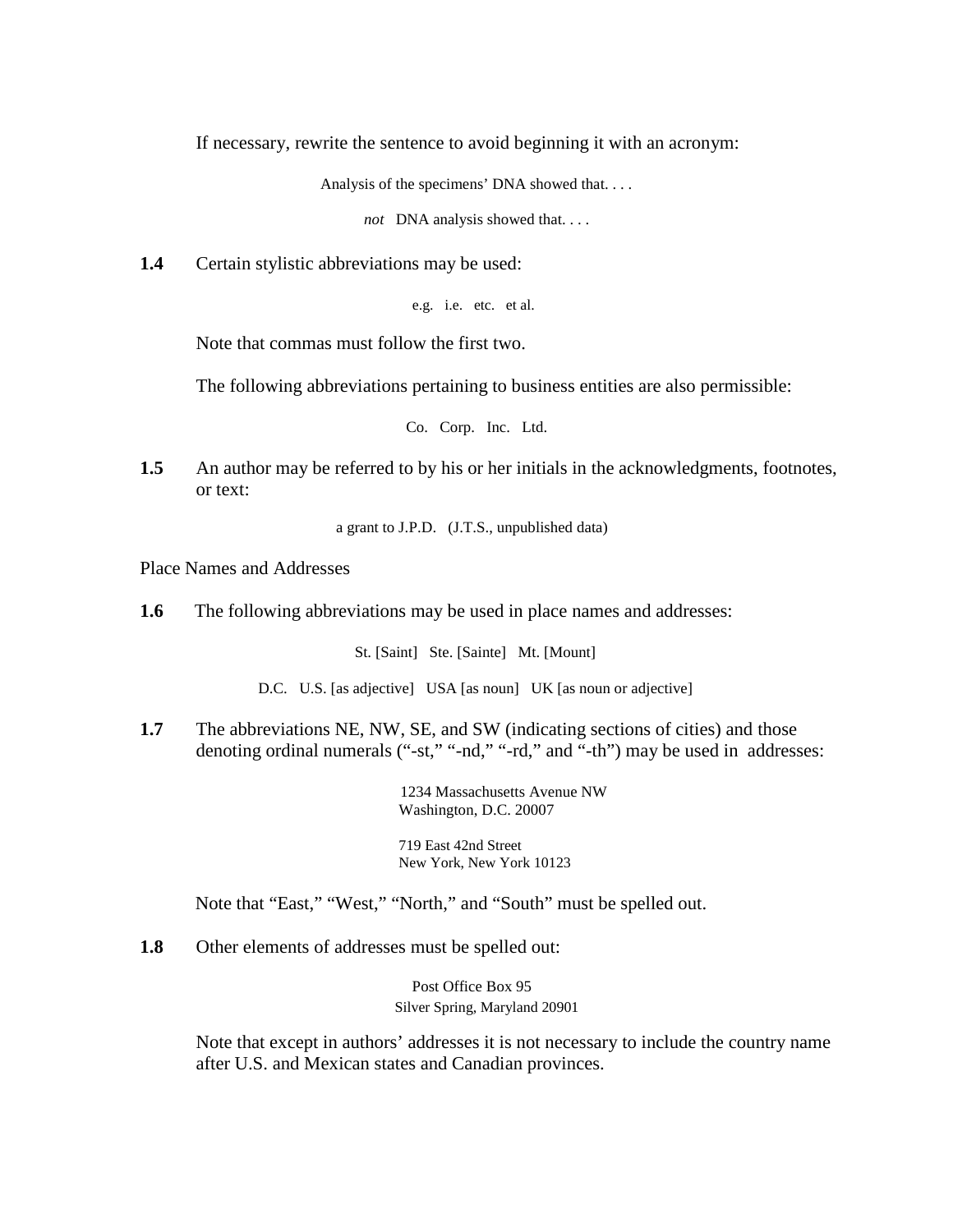If necessary, rewrite the sentence to avoid beginning it with an acronym:

> Analysis of the specimens' DNA showed that. . . .
>
> *not* DNA analysis showed that. . . .

**1.4** Certain stylistic abbreviations may be used:

> e.g. i.e. etc. et al.

Note that commas must follow the first two.

The following abbreviations pertaining to business entities are also permissible:

> Co. Corp. Inc. Ltd.

**1.5** An author may be referred to by his or her initials in the acknowledgments, footnotes, or text:

> a grant to J.P.D. (J.T.S., unpublished data)

Place Names and Addresses

**1.6** The following abbreviations may be used in place names and addresses:

> St. [Saint] Ste. [Sainte] Mt. [Mount]
>
> D.C. U.S. [as adjective] USA [as noun] UK [as noun or adjective]

**1.7** The abbreviations NE, NW, SE, and SW (indicating sections of cities) and those denoting ordinal numerals ("-st," "-nd," "-rd," and "-th") may be used in addresses:

> 1234 Massachusetts Avenue NW
> Washington, D.C. 20007
>
> 719 East 42nd Street
> New York, New York 10123

Note that "East," "West," "North," and "South" must be spelled out.

**1.8** Other elements of addresses must be spelled out:

> Post Office Box 95
> Silver Spring, Maryland 20901

Note that except in authors' addresses it is not necessary to include the country name after U.S. and Mexican states and Canadian provinces.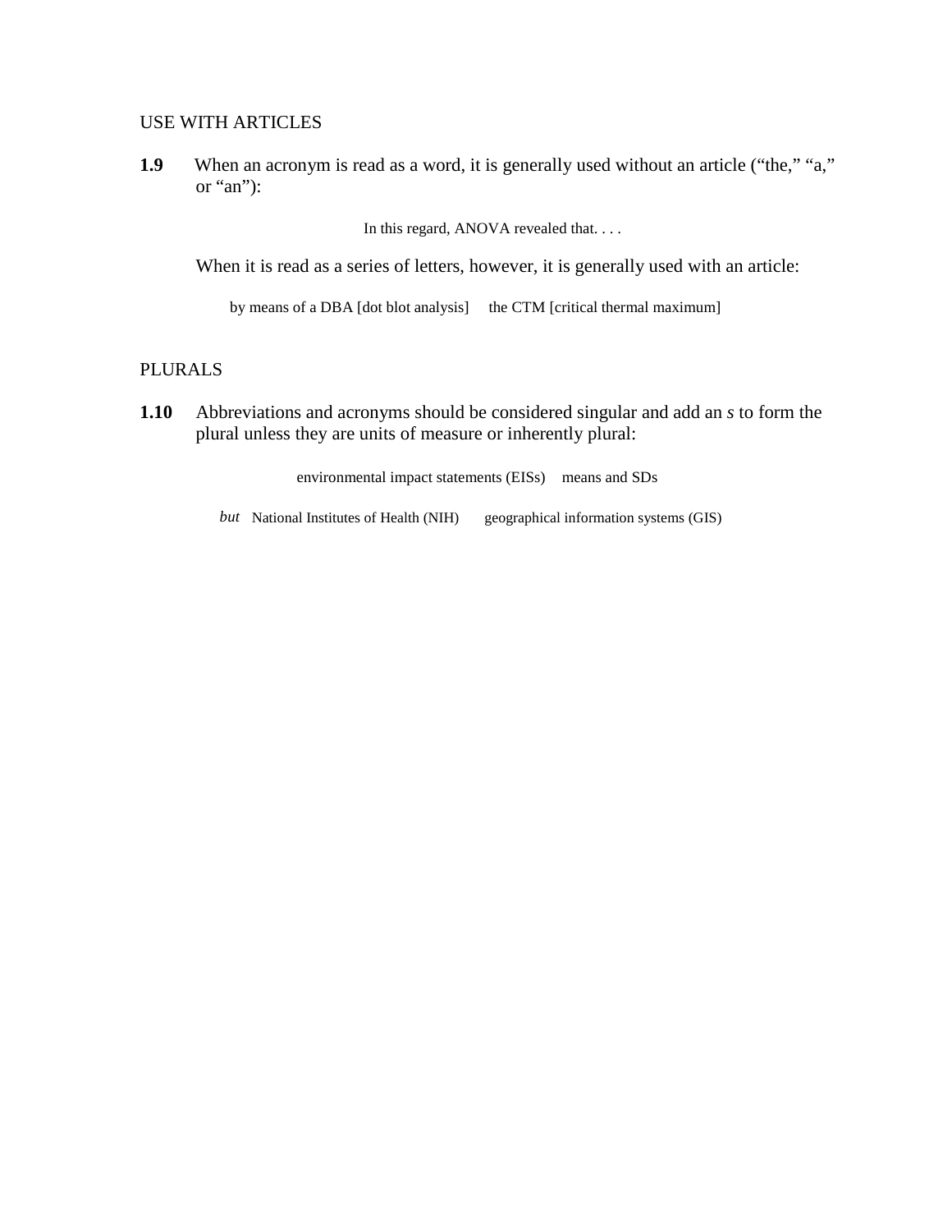## USE WITH ARTICLES

**1.9** When an acronym is read as a word, it is generally used without an article ("the," "a," or "an"):

In this regard, ANOVA revealed that. . . .

When it is read as a series of letters, however, it is generally used with an article:

by means of a DBA [dot blot analysis]     the CTM [critical thermal maximum]

## PLURALS

**1.10** Abbreviations and acronyms should be considered singular and add an *s* to form the plural unless they are units of measure or inherently plural:

environmental impact statements (EISs)     means and SDs

*but* National Institutes of Health (NIH)     geographical information systems (GIS)